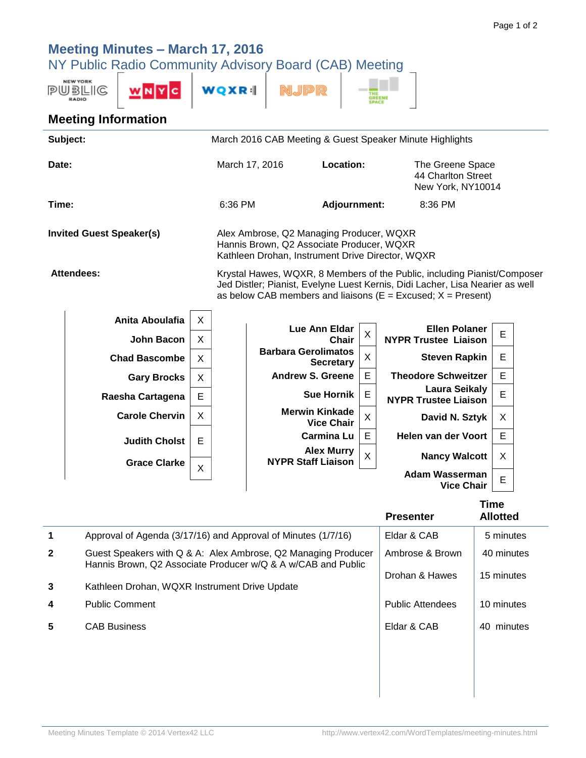# Meeting Minutes – March 17, 2016

NY Public Radio Community Advisory Board (CAB) Meeting

NEW YORK PUBLIC RADIO | WNYC | WQXR | NJPR | THE GREENE SPACE

## Meeting Information

| | | | |
|---|---|---|---|
| **Subject:** | March 2016 CAB Meeting & Guest Speaker Minute Highlights | | |
| **Date:** | March 17, 2016 | **Location:** | The Greene Space<br>44 Charlton Street<br>New York, NY10014 |
| **Time:** | 6:36 PM | **Adjournment:** | 8:36 PM |
| **Invited Guest Speaker(s)** | Alex Ambrose, Q2 Managing Producer, WQXR<br>Hannis Brown, Q2 Associate Producer, WQXR<br>Kathleen Drohan, Instrument Drive Director, WQXR | | |
| **Attendees:** | Krystal Hawes, WQXR, 8 Members of the Public, including Pianist/Composer Jed Distler; Pianist, Evelyne Luest Kernis, Didi Lacher, Lisa Nearier as well as below CAB members and liaisons (E = Excused; X = Present) | | |

| | | | | | |
|---|---|---|---|---|---|
| **Anita Aboulafia** | X | **Lue Ann Eldar Chair** | X | **Ellen Polaner NYPR Trustee Liaison** | E |
| **John Bacon** | X | **Barbara Gerolimatos Secretary** | X | **Steven Rapkin** | E |
| **Chad Bascombe** | X | **Andrew S. Greene** | E | **Theodore Schweitzer** | E |
| **Gary Brocks** | X | **Sue Hornik** | E | **Laura Seikaly NYPR Trustee Liaison** | E |
| **Raesha Cartagena** | E | **Merwin Kinkade Vice Chair** | X | **David N. Sztyk** | X |
| **Carole Chervin** | X | **Carmina Lu** | E | **Helen van der Voort** | E |
| **Judith Cholst** | E | **Alex Murry NYPR Staff Liaison** | X | **Nancy Walcott** | X |
| **Grace Clarke** | X | | | **Adam Wasserman Vice Chair** | E |

| | | Presenter | Time Allotted |
|---|---|---|---|
| **1** | Approval of Agenda (3/17/16) and Approval of Minutes (1/7/16) | Eldar & CAB | 5 minutes |
| **2** | Guest Speakers with Q & A: Alex Ambrose, Q2 Managing Producer Hannis Brown, Q2 Associate Producer w/Q & A w/CAB and Public | Ambrose & Brown | 40 minutes |
| **3** | Kathleen Drohan, WQXR Instrument Drive Update | Drohan & Hawes | 15 minutes |
| **4** | Public Comment | Public Attendees | 10 minutes |
| **5** | CAB Business | Eldar & CAB | 40 minutes |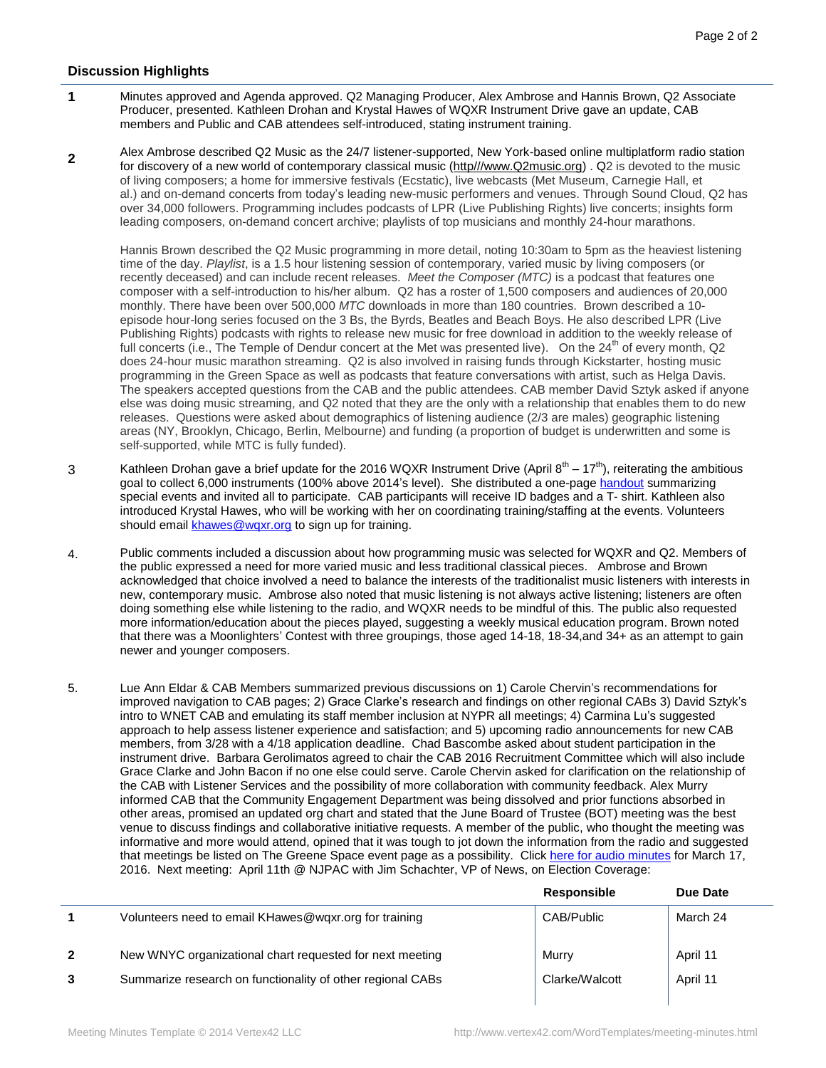## Discussion Highlights

| | |
|---|---|
| **1** | Minutes approved and Agenda approved. Q2 Managing Producer, Alex Ambrose and Hannis Brown, Q2 Associate Producer, presented. Kathleen Drohan and Krystal Hawes of WQXR Instrument Drive gave an update, CAB members and Public and CAB attendees self-introduced, stating instrument training. |
| **2** | Alex Ambrose described Q2 Music as the 24/7 listener-supported, New York-based online multiplatform radio station for discovery of a new world of contemporary classical music (http///www.Q2music.org) . Q2 is devoted to the music of living composers; a home for immersive festivals (Ecstatic), live webcasts (Met Museum, Carnegie Hall, et al.) and on-demand concerts from today's leading new-music performers and venues. Through Sound Cloud, Q2 has over 34,000 followers. Programming includes podcasts of LPR (Live Publishing Rights) live concerts; insights form leading composers, on-demand concert archive; playlists of top musicians and monthly 24-hour marathons.<br><br>Hannis Brown described the Q2 Music programming in more detail, noting 10:30am to 5pm as the heaviest listening time of the day. *Playlist*, is a 1.5 hour listening session of contemporary, varied music by living composers (or recently deceased) and can include recent releases. *Meet the Composer (MTC)* is a podcast that features one composer with a self-introduction to his/her album. Q2 has a roster of 1,500 composers and audiences of 20,000 monthly. There have been over 500,000 *MTC* downloads in more than 180 countries. Brown described a 10-episode hour-long series focused on the 3 Bs, the Byrds, Beatles and Beach Boys. He also described LPR (Live Publishing Rights) podcasts with rights to release new music for free download in addition to the weekly release of full concerts (i.e., The Temple of Dendur concert at the Met was presented live). On the 24th of every month, Q2 does 24-hour music marathon streaming. Q2 is also involved in raising funds through Kickstarter, hosting music programming in the Green Space as well as podcasts that feature conversations with artist, such as Helga Davis. The speakers accepted questions from the CAB and the public attendees. CAB member David Sztyk asked if anyone else was doing music streaming, and Q2 noted that they are the only with a relationship that enables them to do new releases. Questions were asked about demographics of listening audience (2/3 are males) geographic listening areas (NY, Brooklyn, Chicago, Berlin, Melbourne) and funding (a proportion of budget is underwritten and some is self-supported, while MTC is fully funded). |
| 3 | Kathleen Drohan gave a brief update for the 2016 WQXR Instrument Drive (April 8th – 17th), reiterating the ambitious goal to collect 6,000 instruments (100% above 2014's level). She distributed a one-page handout summarizing special events and invited all to participate. CAB participants will receive ID badges and a T- shirt. Kathleen also introduced Krystal Hawes, who will be working with her on coordinating training/staffing at the events. Volunteers should email khawes@wqxr.org to sign up for training. |
| 4. | Public comments included a discussion about how programming music was selected for WQXR and Q2. Members of the public expressed a need for more varied music and less traditional classical pieces. Ambrose and Brown acknowledged that choice involved a need to balance the interests of the traditionalist music listeners with interests in new, contemporary music. Ambrose also noted that music listening is not always active listening; listeners are often doing something else while listening to the radio, and WQXR needs to be mindful of this. The public also requested more information/education about the pieces played, suggesting a weekly musical education program. Brown noted that there was a Moonlighters' Contest with three groupings, those aged 14-18, 18-34,and 34+ as an attempt to gain newer and younger composers. |
| 5. | Lue Ann Eldar & CAB Members summarized previous discussions on 1) Carole Chervin's recommendations for improved navigation to CAB pages; 2) Grace Clarke's research and findings on other regional CABs 3) David Sztyk's intro to WNET CAB and emulating its staff member inclusion at NYPR all meetings; 4) Carmina Lu's suggested approach to help assess listener experience and satisfaction; and 5) upcoming radio announcements for new CAB members, from 3/28 with a 4/18 application deadline. Chad Bascombe asked about student participation in the instrument drive. Barbara Gerolimatos agreed to chair the CAB 2016 Recruitment Committee which will also include Grace Clarke and John Bacon if no one else could serve. Carole Chervin asked for clarification on the relationship of the CAB with Listener Services and the possibility of more collaboration with community feedback. Alex Murry informed CAB that the Community Engagement Department was being dissolved and prior functions absorbed in other areas, promised an updated org chart and stated that the June Board of Trustee (BOT) meeting was the best venue to discuss findings and collaborative initiative requests. A member of the public, who thought the meeting was informative and more would attend, opined that it was tough to jot down the information from the radio and suggested that meetings be listed on The Greene Space event page as a possibility. Click here for audio minutes for March 17, 2016. Next meeting: April 11th @ NJPAC with Jim Schachter, VP of News, on Election Coverage: |

| | | **Responsible** | **Due Date** |
|---|---|---|---|
| **1** | Volunteers need to email KHawes@wqxr.org for training | CAB/Public | March 24 |
| **2** | New WNYC organizational chart requested for next meeting | Murry | April 11 |
| **3** | Summarize research on functionality of other regional CABs | Clarke/Walcott | April 11 |